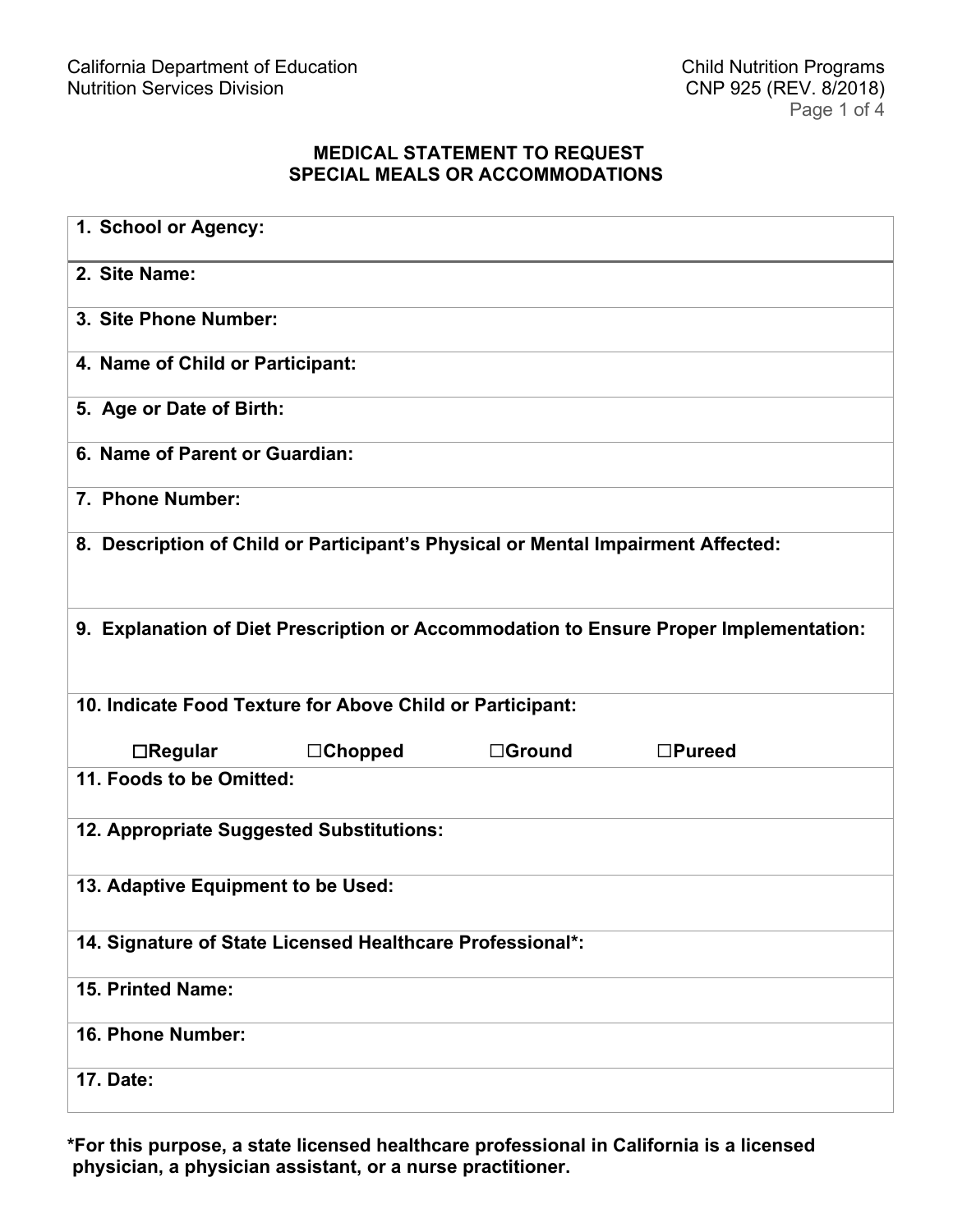California Department of Education
Nutrition Services Division

Child Nutrition Programs
CNP 925 (REV. 8/2018)

## MEDICAL STATEMENT TO REQUEST SPECIAL MEALS OR ACCOMMODATIONS

| **1. School or Agency:** |
|---|
| **2. Site Name:** |
| **3. Site Phone Number:** |
| **4. Name of Child or Participant:** |
| **5. Age or Date of Birth:** |
| **6. Name of Parent or Guardian:** |
| **7. Phone Number:** |
| **8. Description of Child or Participant's Physical or Mental Impairment Affected:** |
| **9. Explanation of Diet Prescription or Accommodation to Ensure Proper Implementation:** |
| **10. Indicate Food Texture for Above Child or Participant:** ☐**Regular** ☐**Chopped** ☐**Ground** ☐**Pureed** |
| **11. Foods to be Omitted:** |
| **12. Appropriate Suggested Substitutions:** |
| **13. Adaptive Equipment to be Used:** |
| **14. Signature of State Licensed Healthcare Professional*:** |
| **15. Printed Name:** |
| **16. Phone Number:** |
| **17. Date:** |

**\*For this purpose, a state licensed healthcare professional in California is a licensed physician, a physician assistant, or a nurse practitioner.**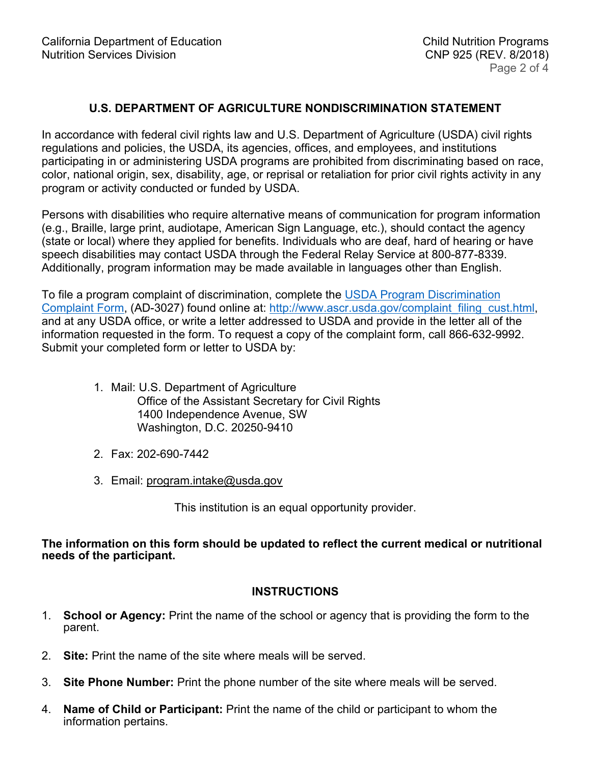## U.S. DEPARTMENT OF AGRICULTURE NONDISCRIMINATION STATEMENT

In accordance with federal civil rights law and U.S. Department of Agriculture (USDA) civil rights regulations and policies, the USDA, its agencies, offices, and employees, and institutions participating in or administering USDA programs are prohibited from discriminating based on race, color, national origin, sex, disability, age, or reprisal or retaliation for prior civil rights activity in any program or activity conducted or funded by USDA.

Persons with disabilities who require alternative means of communication for program information (e.g., Braille, large print, audiotape, American Sign Language, etc.), should contact the agency (state or local) where they applied for benefits. Individuals who are deaf, hard of hearing or have speech disabilities may contact USDA through the Federal Relay Service at 800-877-8339. Additionally, program information may be made available in languages other than English.

To file a program complaint of discrimination, complete the [USDA Program Discrimination Complaint Form](http://www.ascr.usda.gov/complaint_filing_cust.html), (AD-3027) found online at: http://www.ascr.usda.gov/complaint_filing_cust.html, and at any USDA office, or write a letter addressed to USDA and provide in the letter all of the information requested in the form. To request a copy of the complaint form, call 866-632-9992. Submit your completed form or letter to USDA by:

1. Mail: U.S. Department of Agriculture
   Office of the Assistant Secretary for Civil Rights
   1400 Independence Avenue, SW
   Washington, D.C. 20250-9410

2. Fax: 202-690-7442

3. Email: program.intake@usda.gov

This institution is an equal opportunity provider.

**The information on this form should be updated to reflect the current medical or nutritional needs of the participant.**

## INSTRUCTIONS

1. **School or Agency:** Print the name of the school or agency that is providing the form to the parent.

2. **Site:** Print the name of the site where meals will be served.

3. **Site Phone Number:** Print the phone number of the site where meals will be served.

4. **Name of Child or Participant:** Print the name of the child or participant to whom the information pertains.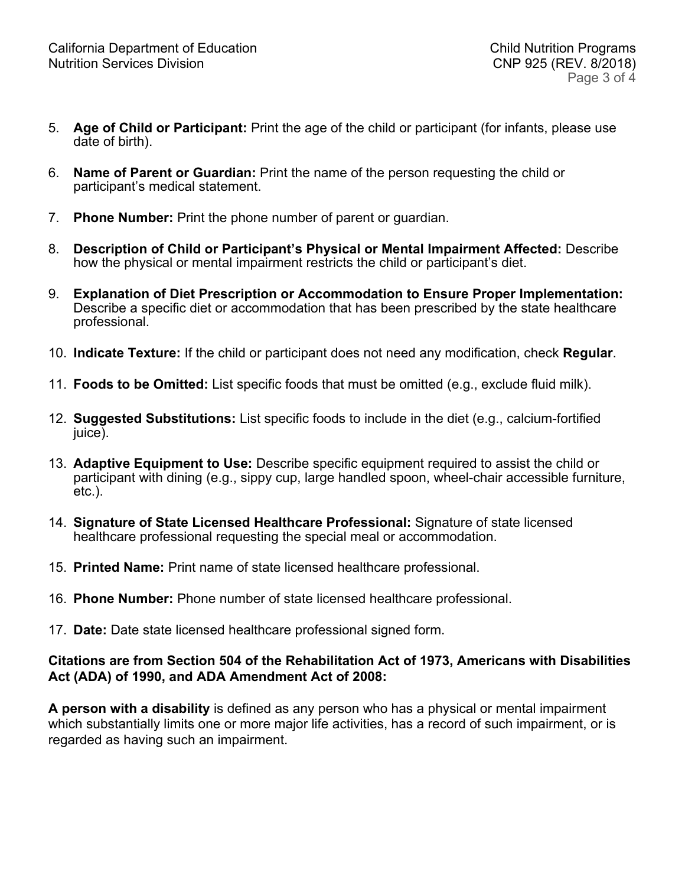5. **Age of Child or Participant:** Print the age of the child or participant (for infants, please use date of birth).

6. **Name of Parent or Guardian:** Print the name of the person requesting the child or participant's medical statement.

7. **Phone Number:** Print the phone number of parent or guardian.

8. **Description of Child or Participant's Physical or Mental Impairment Affected:** Describe how the physical or mental impairment restricts the child or participant's diet.

9. **Explanation of Diet Prescription or Accommodation to Ensure Proper Implementation:** Describe a specific diet or accommodation that has been prescribed by the state healthcare professional.

10. **Indicate Texture:** If the child or participant does not need any modification, check **Regular**.

11. **Foods to be Omitted:** List specific foods that must be omitted (e.g., exclude fluid milk).

12. **Suggested Substitutions:** List specific foods to include in the diet (e.g., calcium-fortified juice).

13. **Adaptive Equipment to Use:** Describe specific equipment required to assist the child or participant with dining (e.g., sippy cup, large handled spoon, wheel-chair accessible furniture, etc.).

14. **Signature of State Licensed Healthcare Professional:** Signature of state licensed healthcare professional requesting the special meal or accommodation.

15. **Printed Name:** Print name of state licensed healthcare professional.

16. **Phone Number:** Phone number of state licensed healthcare professional.

17. **Date:** Date state licensed healthcare professional signed form.

**Citations are from Section 504 of the Rehabilitation Act of 1973, Americans with Disabilities Act (ADA) of 1990, and ADA Amendment Act of 2008:**

**A person with a disability** is defined as any person who has a physical or mental impairment which substantially limits one or more major life activities, has a record of such impairment, or is regarded as having such an impairment.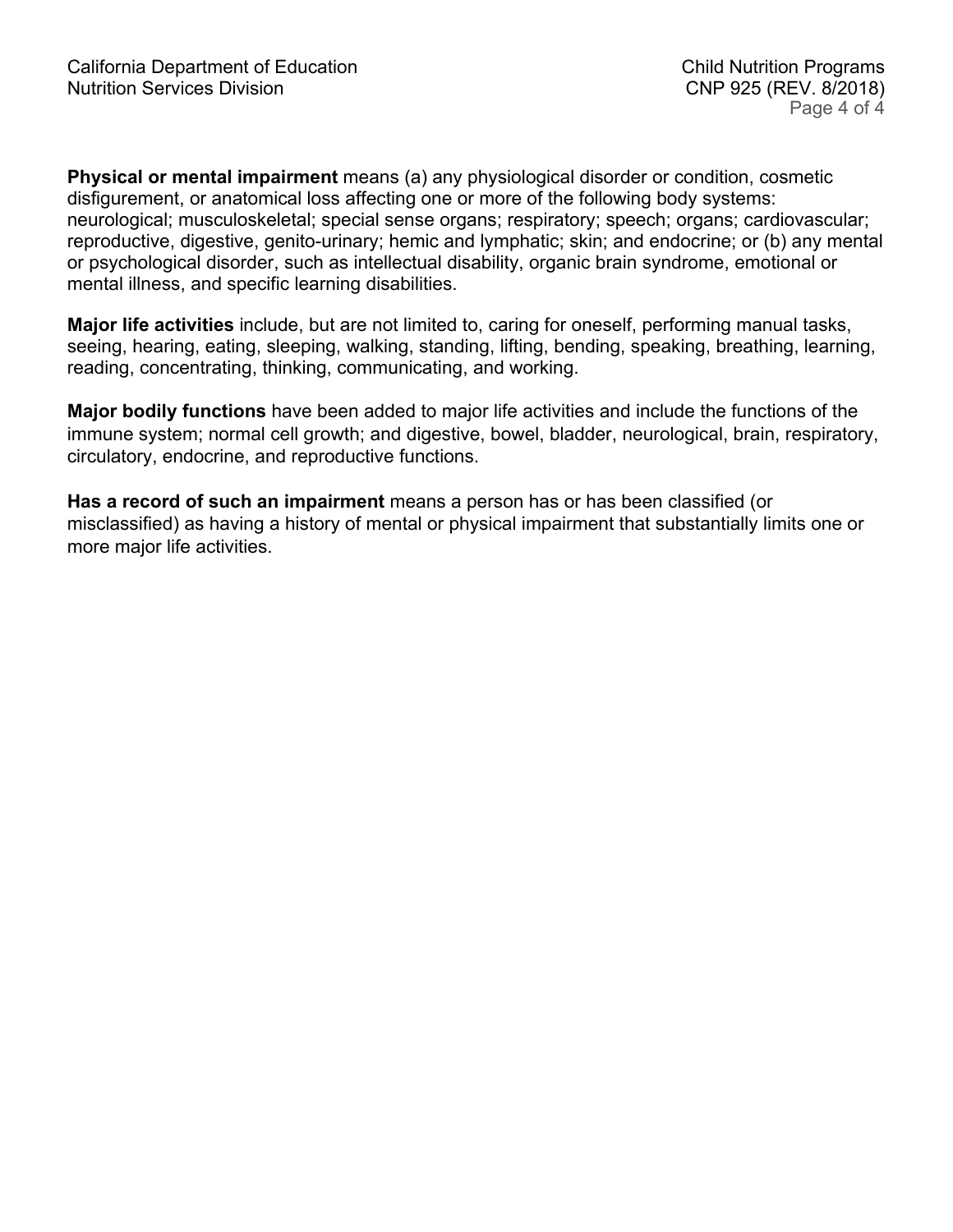**Physical or mental impairment** means (a) any physiological disorder or condition, cosmetic disfigurement, or anatomical loss affecting one or more of the following body systems: neurological; musculoskeletal; special sense organs; respiratory; speech; organs; cardiovascular; reproductive, digestive, genito-urinary; hemic and lymphatic; skin; and endocrine; or (b) any mental or psychological disorder, such as intellectual disability, organic brain syndrome, emotional or mental illness, and specific learning disabilities.

**Major life activities** include, but are not limited to, caring for oneself, performing manual tasks, seeing, hearing, eating, sleeping, walking, standing, lifting, bending, speaking, breathing, learning, reading, concentrating, thinking, communicating, and working.

**Major bodily functions** have been added to major life activities and include the functions of the immune system; normal cell growth; and digestive, bowel, bladder, neurological, brain, respiratory, circulatory, endocrine, and reproductive functions.

**Has a record of such an impairment** means a person has or has been classified (or misclassified) as having a history of mental or physical impairment that substantially limits one or more major life activities.